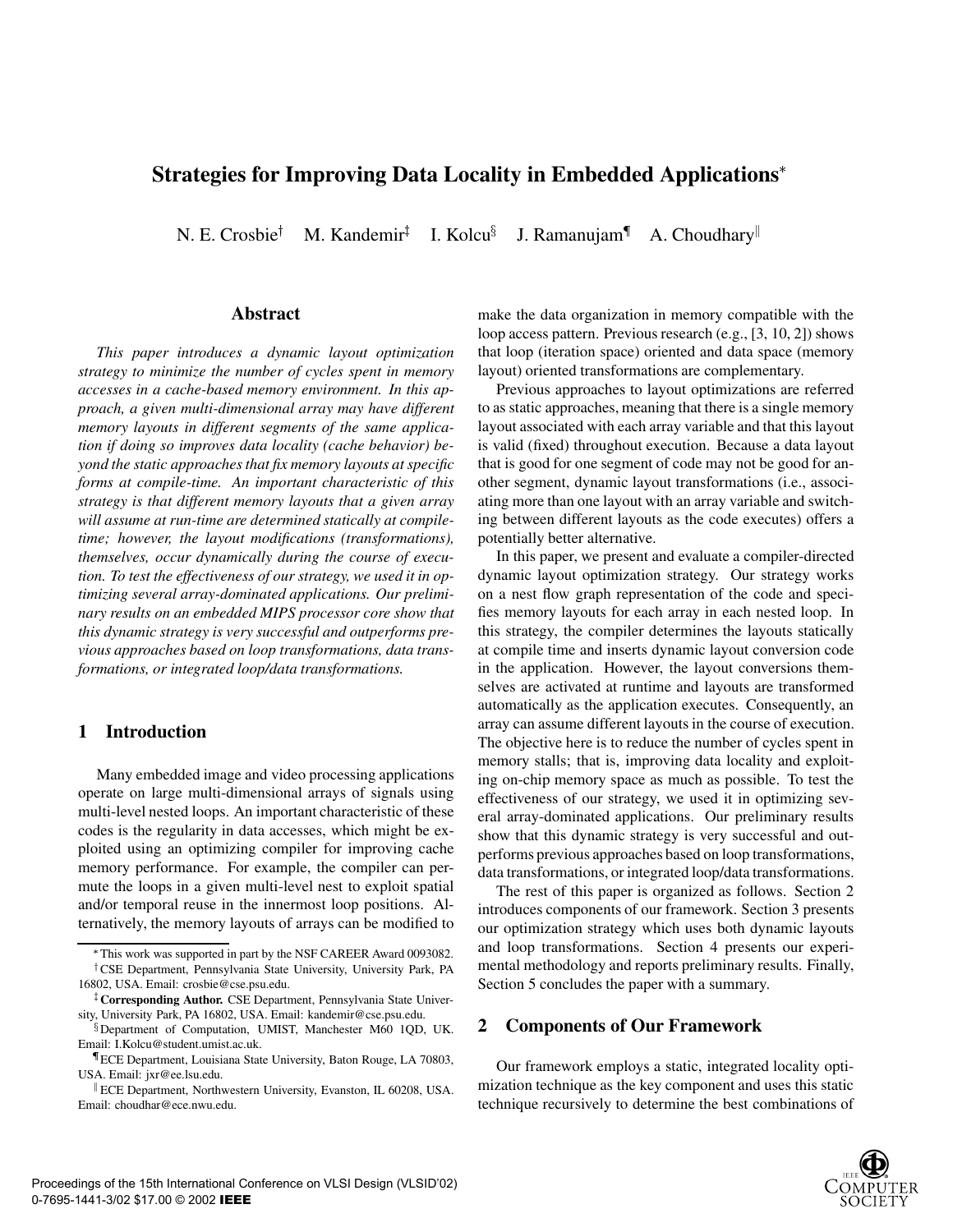# Strategies for Improving Data Locality in Embedded Applications*

N. E. Crosbie[†] M. Kandemir[‡] I. Kolcu[§] J. Ramanujam[¶] A. Choudhary[‖]

## Abstract

*This paper introduces a dynamic layout optimization strategy to minimize the number of cycles spent in memory accesses in a cache-based memory environment. In this approach, a given multi-dimensional array may have different memory layouts in different segments of the same application if doing so improves data locality (cache behavior) beyond the static approaches that fix memory layouts at specific forms at compile-time. An important characteristic of this strategy is that different memory layouts that a given array will assume at run-time are determined statically at compile-time; however, the layout modifications (transformations), themselves, occur dynamically during the course of execution. To test the effectiveness of our strategy, we used it in optimizing several array-dominated applications. Our preliminary results on an embedded MIPS processor core show that this dynamic strategy is very successful and outperforms previous approaches based on loop transformations, data transformations, or integrated loop/data transformations.*

## 1 Introduction

Many embedded image and video processing applications operate on large multi-dimensional arrays of signals using multi-level nested loops. An important characteristic of these codes is the regularity in data accesses, which might be exploited using an optimizing compiler for improving cache memory performance. For example, the compiler can permute the loops in a given multi-level nest to exploit spatial and/or temporal reuse in the innermost loop positions. Alternatively, the memory layouts of arrays can be modified to make the data organization in memory compatible with the loop access pattern. Previous research (e.g., [3, 10, 2]) shows that loop (iteration space) oriented and data space (memory layout) oriented transformations are complementary.

Previous approaches to layout optimizations are referred to as static approaches, meaning that there is a single memory layout associated with each array variable and that this layout is valid (fixed) throughout execution. Because a data layout that is good for one segment of code may not be good for another segment, dynamic layout transformations (i.e., associating more than one layout with an array variable and switching between different layouts as the code executes) offers a potentially better alternative.

In this paper, we present and evaluate a compiler-directed dynamic layout optimization strategy. Our strategy works on a nest flow graph representation of the code and specifies memory layouts for each array in each nested loop. In this strategy, the compiler determines the layouts statically at compile time and inserts dynamic layout conversion code in the application. However, the layout conversions themselves are activated at runtime and layouts are transformed automatically as the application executes. Consequently, an array can assume different layouts in the course of execution. The objective here is to reduce the number of cycles spent in memory stalls; that is, improving data locality and exploiting on-chip memory space as much as possible. To test the effectiveness of our strategy, we used it in optimizing several array-dominated applications. Our preliminary results show that this dynamic strategy is very successful and outperforms previous approaches based on loop transformations, data transformations, or integrated loop/data transformations.

The rest of this paper is organized as follows. Section 2 introduces components of our framework. Section 3 presents our optimization strategy which uses both dynamic layouts and loop transformations. Section 4 presents our experimental methodology and reports preliminary results. Finally, Section 5 concludes the paper with a summary.

## 2 Components of Our Framework

Our framework employs a static, integrated locality optimization technique as the key component and uses this static technique recursively to determine the best combinations of

---

*This work was supported in part by the NSF CAREER Award 0093082.

[†] CSE Department, Pennsylvania State University, University Park, PA 16802, USA. Email: crosbie@cse.psu.edu.

[‡] **Corresponding Author.** CSE Department, Pennsylvania State University, University Park, PA 16802, USA. Email: kandemir@cse.psu.edu.

[§] Department of Computation, UMIST, Manchester M60 1QD, UK. Email: I.Kolcu@student.umist.ac.uk.

[¶] ECE Department, Louisiana State University, Baton Rouge, LA 70803, USA. Email: jxr@ee.lsu.edu.

[‖] ECE Department, Northwestern University, Evanston, IL 60208, USA. Email: choudhar@ece.nwu.edu.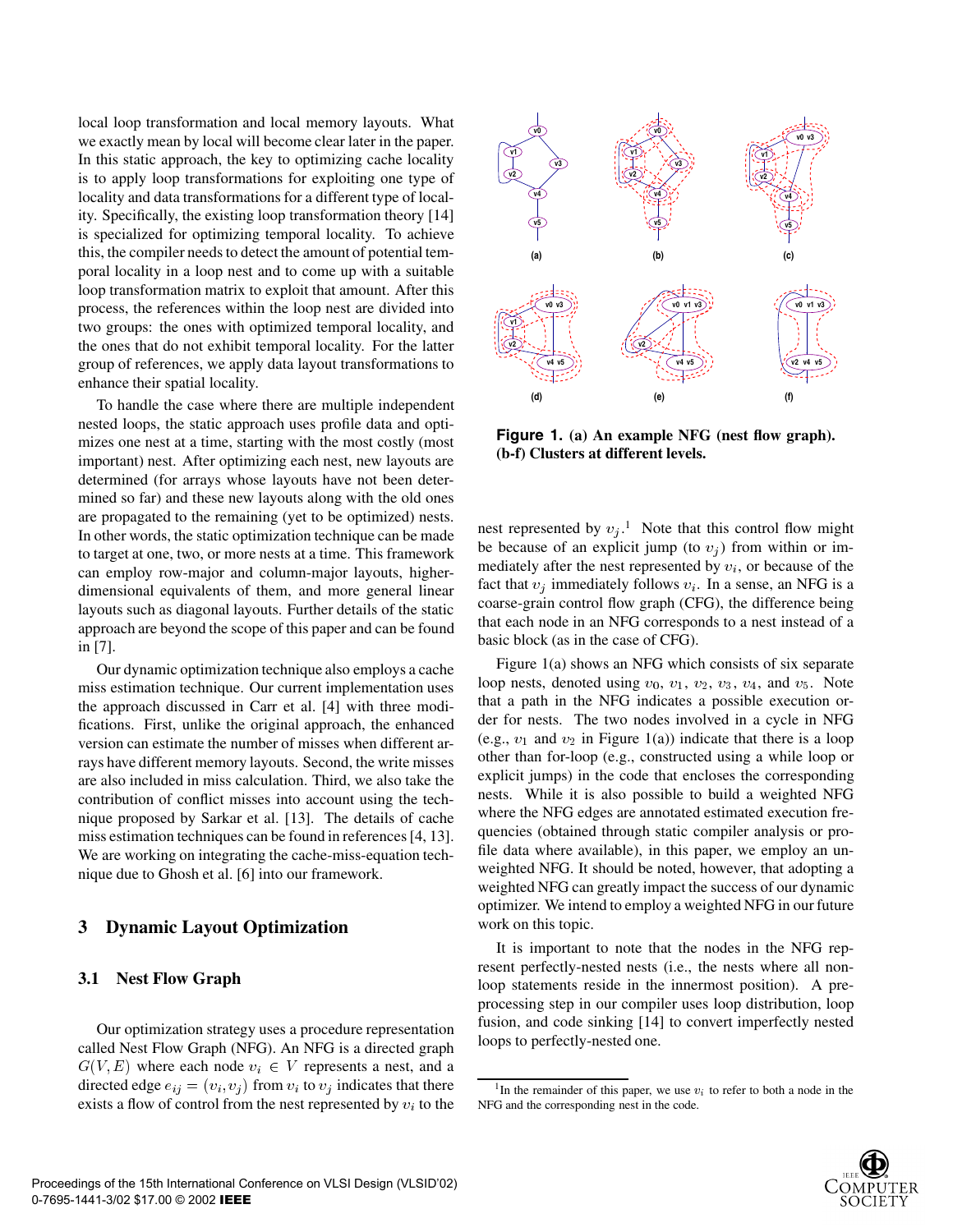local loop transformation and local memory layouts. What we exactly mean by local will become clear later in the paper. In this static approach, the key to optimizing cache locality is to apply loop transformations for exploiting one type of locality and data transformations for a different type of locality. Specifically, the existing loop transformation theory [14] is specialized for optimizing temporal locality. To achieve this, the compiler needs to detect the amount of potential temporal locality in a loop nest and to come up with a suitable loop transformation matrix to exploit that amount. After this process, the references within the loop nest are divided into two groups: the ones with optimized temporal locality, and the ones that do not exhibit temporal locality. For the latter group of references, we apply data layout transformations to enhance their spatial locality.

To handle the case where there are multiple independent nested loops, the static approach uses profile data and optimizes one nest at a time, starting with the most costly (most important) nest. After optimizing each nest, new layouts are determined (for arrays whose layouts have not been determined so far) and these new layouts along with the old ones are propagated to the remaining (yet to be optimized) nests. In other words, the static optimization technique can be made to target at one, two, or more nests at a time. This framework can employ row-major and column-major layouts, higher-dimensional equivalents of them, and more general linear layouts such as diagonal layouts. Further details of the static approach are beyond the scope of this paper and can be found in [7].

Our dynamic optimization technique also employs a cache miss estimation technique. Our current implementation uses the approach discussed in Carr et al. [4] with three modifications. First, unlike the original approach, the enhanced version can estimate the number of misses when different arrays have different memory layouts. Second, the write misses are also included in miss calculation. Third, we also take the contribution of conflict misses into account using the technique proposed by Sarkar et al. [13]. The details of cache miss estimation techniques can be found in references [4, 13]. We are working on integrating the cache-miss-equation technique due to Ghosh et al. [6] into our framework.

## 3 Dynamic Layout Optimization

### 3.1 Nest Flow Graph

Our optimization strategy uses a procedure representation called Nest Flow Graph (NFG). An NFG is a directed graph $G(V, E)$ where each node $v_i \in V$ represents a nest, and a directed edge $e_{ij} = (v_i, v_j)$ from $v_i$ to $v_j$ indicates that there exists a flow of control from the nest represented by $v_i$ to the nest represented by $v_j$.[1] Note that this control flow might be because of an explicit jump (to $v_j$) from within or immediately after the nest represented by $v_i$, or because of the fact that $v_j$ immediately follows $v_i$. In a sense, an NFG is a coarse-grain control flow graph (CFG), the difference being that each node in an NFG corresponds to a nest instead of a basic block (as in the case of CFG).

**Figure 1. (a) An example NFG (nest flow graph). (b-f) Clusters at different levels.**

Figure 1(a) shows an NFG which consists of six separate loop nests, denoted using $v_0$, $v_1$, $v_2$, $v_3$, $v_4$, and $v_5$. Note that a path in the NFG indicates a possible execution order for nests. The two nodes involved in a cycle in NFG (e.g., $v_1$ and $v_2$ in Figure 1(a)) indicate that there is a loop other than for-loop (e.g., constructed using a while loop or explicit jumps) in the code that encloses the corresponding nests. While it is also possible to build a weighted NFG where the NFG edges are annotated estimated execution frequencies (obtained through static compiler analysis or profile data where available), in this paper, we employ an unweighted NFG. It should be noted, however, that adopting a weighted NFG can greatly impact the success of our dynamic optimizer. We intend to employ a weighted NFG in our future work on this topic.

It is important to note that the nodes in the NFG represent perfectly-nested nests (i.e., the nests where all non-loop statements reside in the innermost position). A pre-processing step in our compiler uses loop distribution, loop fusion, and code sinking [14] to convert imperfectly nested loops to perfectly-nested one.

[1] In the remainder of this paper, we use $v_i$ to refer to both a node in the NFG and the corresponding nest in the code.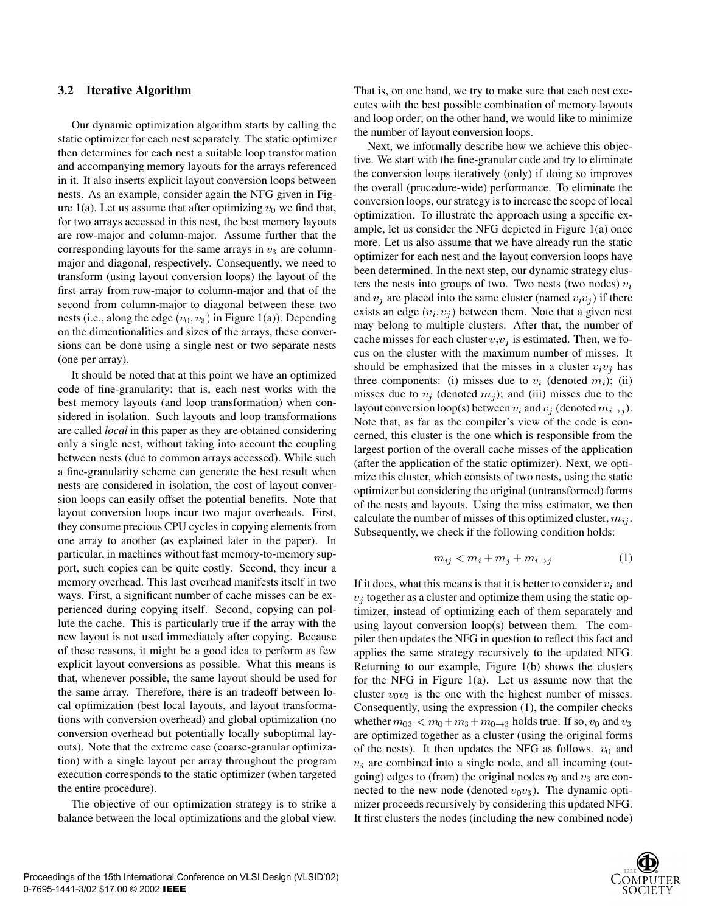### 3.2 Iterative Algorithm

Our dynamic optimization algorithm starts by calling the static optimizer for each nest separately. The static optimizer then determines for each nest a suitable loop transformation and accompanying memory layouts for the arrays referenced in it. It also inserts explicit layout conversion loops between nests. As an example, consider again the NFG given in Figure 1(a). Let us assume that after optimizing $v_0$ we find that, for two arrays accessed in this nest, the best memory layouts are row-major and column-major. Assume further that the corresponding layouts for the same arrays in $v_3$ are column-major and diagonal, respectively. Consequently, we need to transform (using layout conversion loops) the layout of the first array from row-major to column-major and that of the second from column-major to diagonal between these two nests (i.e., along the edge $(v_0, v_3)$ in Figure 1(a)). Depending on the dimentionalities and sizes of the arrays, these conversions can be done using a single nest or two separate nests (one per array).

It should be noted that at this point we have an optimized code of fine-granularity; that is, each nest works with the best memory layouts (and loop transformation) when considered in isolation. Such layouts and loop transformations are called *local* in this paper as they are obtained considering only a single nest, without taking into account the coupling between nests (due to common arrays accessed). While such a fine-granularity scheme can generate the best result when nests are considered in isolation, the cost of layout conversion loops can easily offset the potential benefits. Note that layout conversion loops incur two major overheads. First, they consume precious CPU cycles in copying elements from one array to another (as explained later in the paper). In particular, in machines without fast memory-to-memory support, such copies can be quite costly. Second, they incur a memory overhead. This last overhead manifests itself in two ways. First, a significant number of cache misses can be experienced during copying itself. Second, copying can pollute the cache. This is particularly true if the array with the new layout is not used immediately after copying. Because of these reasons, it might be a good idea to perform as few explicit layout conversions as possible. What this means is that, whenever possible, the same layout should be used for the same array. Therefore, there is an tradeoff between local optimization (best local layouts, and layout transformations with conversion overhead) and global optimization (no conversion overhead but potentially locally suboptimal layouts). Note that the extreme case (coarse-granular optimization) with a single layout per array throughout the program execution corresponds to the static optimizer (when targeted the entire procedure).

The objective of our optimization strategy is to strike a balance between the local optimizations and the global view. That is, on one hand, we try to make sure that each nest executes with the best possible combination of memory layouts and loop order; on the other hand, we would like to minimize the number of layout conversion loops.

Next, we informally describe how we achieve this objective. We start with the fine-granular code and try to eliminate the conversion loops iteratively (only) if doing so improves the overall (procedure-wide) performance. To eliminate the conversion loops, our strategy is to increase the scope of local optimization. To illustrate the approach using a specific example, let us consider the NFG depicted in Figure 1(a) once more. Let us also assume that we have already run the static optimizer for each nest and the layout conversion loops have been determined. In the next step, our dynamic strategy clusters the nests into groups of two. Two nests (two nodes) $v_i$ and $v_j$ are placed into the same cluster (named $v_iv_j$) if there exists an edge $(v_i, v_j)$ between them. Note that a given nest may belong to multiple clusters. After that, the number of cache misses for each cluster $v_iv_j$ is estimated. Then, we focus on the cluster with the maximum number of misses. It should be emphasized that the misses in a cluster $v_iv_j$ has three components: (i) misses due to $v_i$ (denoted $m_i$); (ii) misses due to $v_j$ (denoted $m_j$); and (iii) misses due to the layout conversion loop(s) between $v_i$ and $v_j$ (denoted $m_{i \rightarrow j}$). Note that, as far as the compiler's view of the code is concerned, this cluster is the one which is responsible from the largest portion of the overall cache misses of the application (after the application of the static optimizer). Next, we optimize this cluster, which consists of two nests, using the static optimizer but considering the original (untransformed) forms of the nests and layouts. Using the miss estimator, we then calculate the number of misses of this optimized cluster, $m_{ij}$. Subsequently, we check if the following condition holds:

$$m_{ij} < m_i + m_j + m_{i \rightarrow j} \tag{1}$$

If it does, what this means is that it is better to consider $v_i$ and $v_j$ together as a cluster and optimize them using the static optimizer, instead of optimizing each of them separately and using layout conversion loop(s) between them. The compiler then updates the NFG in question to reflect this fact and applies the same strategy recursively to the updated NFG. Returning to our example, Figure 1(b) shows the clusters for the NFG in Figure 1(a). Let us assume now that the cluster $v_0v_3$ is the one with the highest number of misses. Consequently, using the expression (1), the compiler checks whether $m_{03} < m_0 + m_3 + m_{0 \rightarrow 3}$ holds true. If so, $v_0$ and $v_3$ are optimized together as a cluster (using the original forms of the nests). It then updates the NFG as follows. $v_0$ and $v_3$ are combined into a single node, and all incoming (outgoing) edges to (from) the original nodes $v_0$ and $v_3$ are connected to the new node (denoted $v_0v_3$). The dynamic optimizer proceeds recursively by considering this updated NFG. It first clusters the nodes (including the new combined node)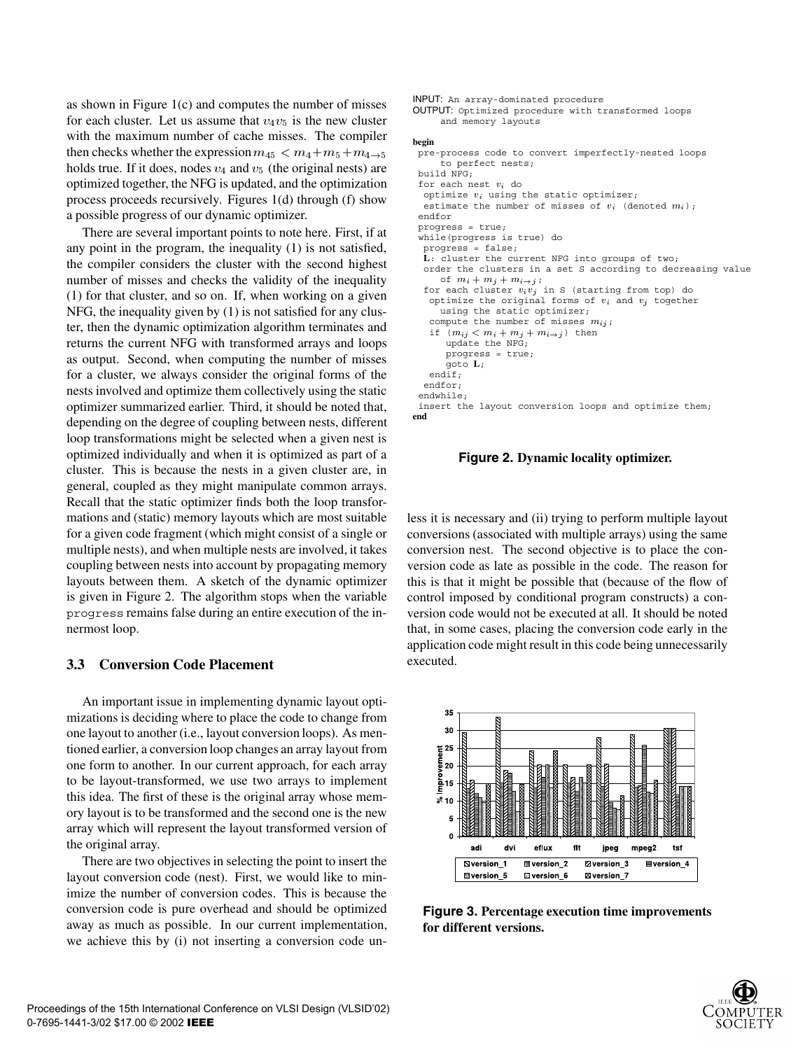as shown in Figure 1(c) and computes the number of misses for each cluster. Let us assume that $v_4v_5$ is the new cluster with the maximum number of cache misses. The compiler then checks whether the expression $m_{45} < m_4 + m_5 + m_{4\rightarrow 5}$ holds true. If it does, nodes $v_4$ and $v_5$ (the original nests) are optimized together, the NFG is updated, and the optimization process proceeds recursively. Figures 1(d) through (f) show a possible progress of our dynamic optimizer.

There are several important points to note here. First, if at any point in the program, the inequality (1) is not satisfied, the compiler considers the cluster with the second highest number of misses and checks the validity of the inequality (1) for that cluster, and so on. If, when working on a given NFG, the inequality given by (1) is not satisfied for any cluster, then the dynamic optimization algorithm terminates and returns the current NFG with transformed arrays and loops as output. Second, when computing the number of misses for a cluster, we always consider the original forms of the nests involved and optimize them collectively using the static optimizer summarized earlier. Third, it should be noted that, depending on the degree of coupling between nests, different loop transformations might be selected when a given nest is optimized individually and when it is optimized as part of a cluster. This is because the nests in a given cluster are, in general, coupled as they might manipulate common arrays. Recall that the static optimizer finds both the loop transformations and (static) memory layouts which are most suitable for a given code fragment (which might consist of a single or multiple nests), and when multiple nests are involved, it takes coupling between nests into account by propagating memory layouts between them. A sketch of the dynamic optimizer is given in Figure 2. The algorithm stops when the variable `progress` remains false during an entire execution of the innermost loop.

```
INPUT: An array-dominated procedure
OUTPUT: Optimized procedure with transformed loops
     and memory layouts

begin
 pre-process code to convert imperfectly-nested loops
     to perfect nests;
 build NFG;
 for each nest v_i do
  optimize v_i using the static optimizer;
  estimate the number of misses of v_i (denoted m_i);
 endfor
 progress = true;
 while(progress is true) do
  progress = false;
  L: cluster the current NFG into groups of two;
  order the clusters in a set S according to decreasing value
     of m_i + m_j + m_{i->j};
  for each cluster v_i v_j in S (starting from top) do
   optimize the original forms of v_i and v_j together
     using the static optimizer;
   compute the number of misses m_ij;
   if (m_ij < m_i + m_j + m_{i->j}) then
      update the NFG;
      progress = true;
      goto L;
   endif;
  endfor;
 endwhile;
 insert the layout conversion loops and optimize them;
end
```

**Figure 2. Dynamic locality optimizer.**

### 3.3 Conversion Code Placement

An important issue in implementing dynamic layout optimizations is deciding where to place the code to change from one layout to another (i.e., layout conversion loops). As mentioned earlier, a conversion loop changes an array layout from one form to another. In our current approach, for each array to be layout-transformed, we use two arrays to implement this idea. The first of these is the original array whose memory layout is to be transformed and the second one is the new array which will represent the layout transformed version of the original array.

There are two objectives in selecting the point to insert the layout conversion code (nest). First, we would like to minimize the number of conversion codes. This is because the conversion code is pure overhead and should be optimized away as much as possible. In our current implementation, we achieve this by (i) not inserting a conversion code unless it is necessary and (ii) trying to perform multiple layout conversions (associated with multiple arrays) using the same conversion nest. The second objective is to place the conversion code as late as possible in the code. The reason for this is that it might be possible that (because of the flow of control imposed by conditional program constructs) a conversion code would not be executed at all. It should be noted that, in some cases, placing the conversion code early in the application code might result in this code being unnecessarily executed.

**Figure 3. Percentage execution time improvements for different versions.**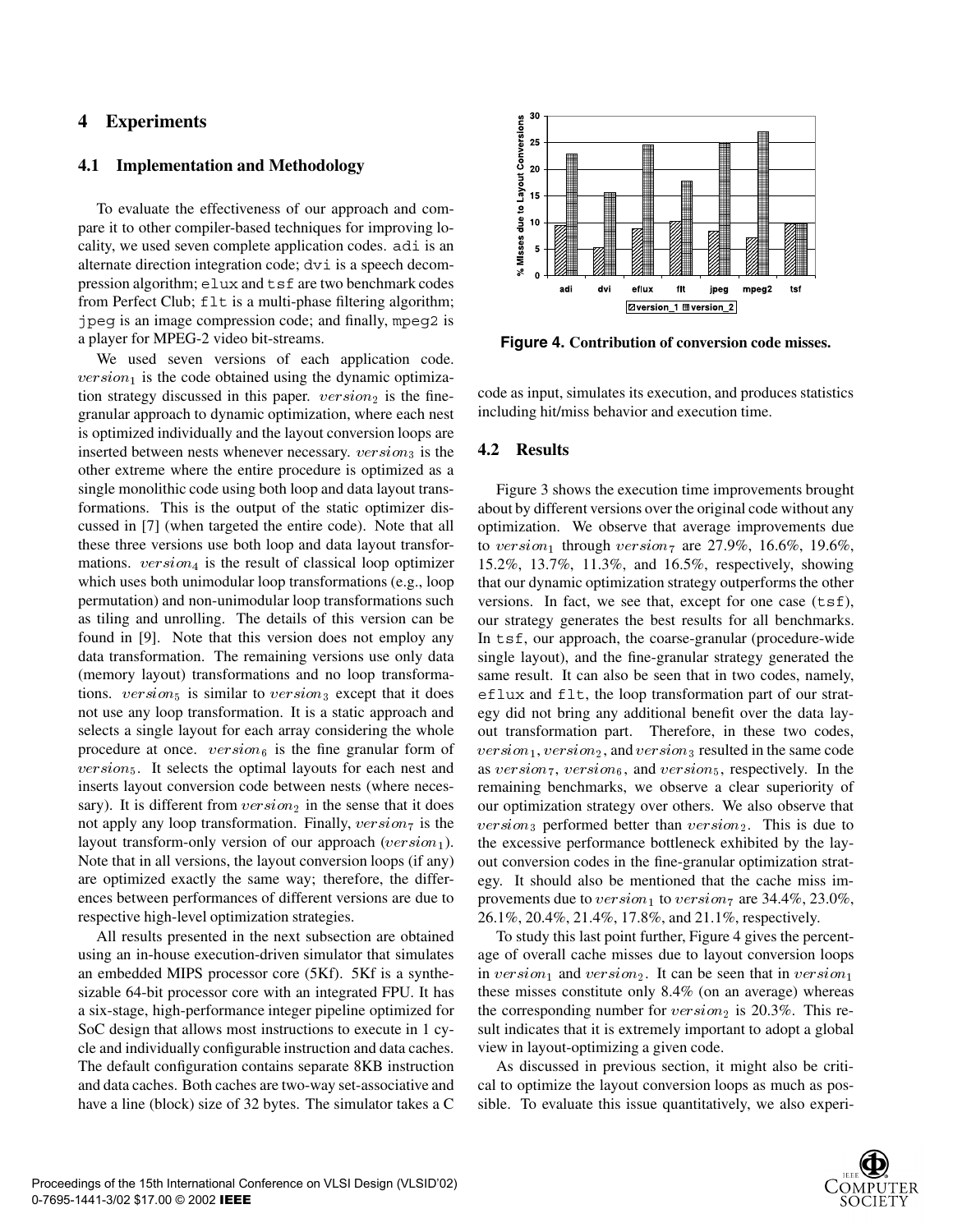## 4 Experiments

### 4.1 Implementation and Methodology

To evaluate the effectiveness of our approach and compare it to other compiler-based techniques for improving locality, we used seven complete application codes. adi is an alternate direction integration code; dvi is a speech decompression algorithm; elux and tsf are two benchmark codes from Perfect Club; flt is a multi-phase filtering algorithm; jpeg is an image compression code; and finally, mpeg2 is a player for MPEG-2 video bit-streams.

We used seven versions of each application code. $version_1$ is the code obtained using the dynamic optimization strategy discussed in this paper. $version_2$ is the fine-granular approach to dynamic optimization, where each nest is optimized individually and the layout conversion loops are inserted between nests whenever necessary. $version_3$ is the other extreme where the entire procedure is optimized as a single monolithic code using both loop and data layout transformations. This is the output of the static optimizer discussed in [7] (when targeted the entire code). Note that all these three versions use both loop and data layout transformations. $version_4$ is the result of classical loop optimizer which uses both unimodular loop transformations (e.g., loop permutation) and non-unimodular loop transformations such as tiling and unrolling. The details of this version can be found in [9]. Note that this version does not employ any data transformation. The remaining versions use only data (memory layout) transformations and no loop transformations. $version_5$ is similar to $version_3$ except that it does not use any loop transformation. It is a static approach and selects a single layout for each array considering the whole procedure at once. $version_6$ is the fine granular form of $version_5$. It selects the optimal layouts for each nest and inserts layout conversion code between nests (where necessary). It is different from $version_2$ in the sense that it does not apply any loop transformation. Finally, $version_7$ is the layout transform-only version of our approach ($version_1$). Note that in all versions, the layout conversion loops (if any) are optimized exactly the same way; therefore, the differences between performances of different versions are due to respective high-level optimization strategies.

All results presented in the next subsection are obtained using an in-house execution-driven simulator that simulates an embedded MIPS processor core (5Kf). 5Kf is a synthesizable 64-bit processor core with an integrated FPU. It has a six-stage, high-performance integer pipeline optimized for SoC design that allows most instructions to execute in 1 cycle and individually configurable instruction and data caches. The default configuration contains separate 8KB instruction and data caches. Both caches are two-way set-associative and have a line (block) size of 32 bytes. The simulator takes a C code as input, simulates its execution, and produces statistics including hit/miss behavior and execution time.

**Figure 4. Contribution of conversion code misses.**

### 4.2 Results

Figure 3 shows the execution time improvements brought about by different versions over the original code without any optimization. We observe that average improvements due to $version_1$ through $version_7$ are 27.9%, 16.6%, 19.6%, 15.2%, 13.7%, 11.3%, and 16.5%, respectively, showing that our dynamic optimization strategy outperforms the other versions. In fact, we see that, except for one case (tsf), our strategy generates the best results for all benchmarks. In tsf, our approach, the coarse-granular (procedure-wide single layout), and the fine-granular strategy generated the same result. It can also be seen that in two codes, namely, eflux and flt, the loop transformation part of our strategy did not bring any additional benefit over the data layout transformation part. Therefore, in these two codes, $version_1$, $version_2$, and $version_3$ resulted in the same code as $version_7$, $version_6$, and $version_5$, respectively. In the remaining benchmarks, we observe a clear superiority of our optimization strategy over others. We also observe that $version_3$ performed better than $version_2$. This is due to the excessive performance bottleneck exhibited by the layout conversion codes in the fine-granular optimization strategy. It should also be mentioned that the cache miss improvements due to $version_1$ to $version_7$ are 34.4%, 23.0%, 26.1%, 20.4%, 21.4%, 17.8%, and 21.1%, respectively.

To study this last point further, Figure 4 gives the percentage of overall cache misses due to layout conversion loops in $version_1$ and $version_2$. It can be seen that in $version_1$ these misses constitute only 8.4% (on an average) whereas the corresponding number for $version_2$ is 20.3%. This result indicates that it is extremely important to adopt a global view in layout-optimizing a given code.

As discussed in previous section, it might also be critical to optimize the layout conversion loops as much as possible. To evaluate this issue quantitatively, we also experi-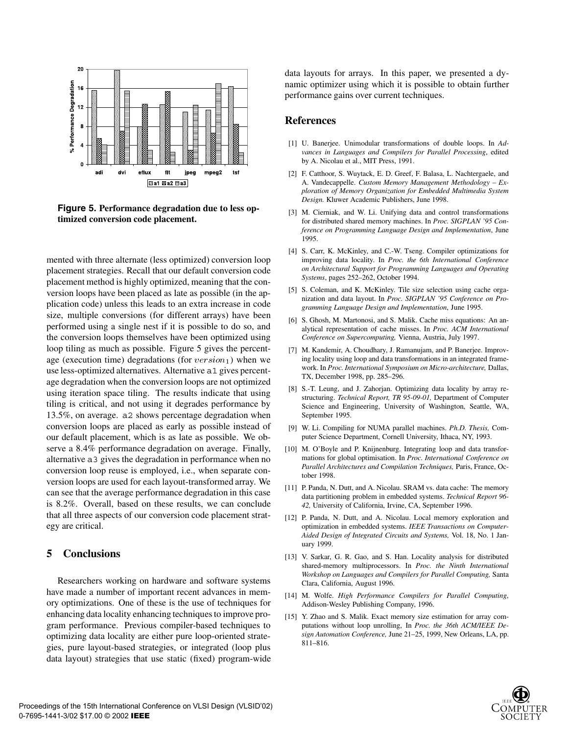20
16
12
8
4
0
% Performance Degradation
adi dvi eflux flt jpeg mpeg2 tsf
a1 a2 a3

**Figure 5. Performance degradation due to less optimized conversion code placement.**

mented with three alternate (less optimized) conversion loop placement strategies. Recall that our default conversion code placement method is highly optimized, meaning that the conversion loops have been placed as late as possible (in the application code) unless this leads to an extra increase in code size, multiple conversions (for different arrays) have been performed using a single nest if it is possible to do so, and the conversion loops themselves have been optimized using loop tiling as much as possible. Figure 5 gives the percentage (execution time) degradations (for $version_1$) when we use less-optimized alternatives. Alternative a1 gives percentage degradation when the conversion loops are not optimized using iteration space tiling. The results indicate that using tiling is critical, and not using it degrades performance by 13.5%, on average. a2 shows percentage degradation when conversion loops are placed as early as possible instead of our default placement, which is as late as possible. We observe a 8.4% performance degradation on average. Finally, alternative a3 gives the degradation in performance when no conversion loop reuse is employed, i.e., when separate conversion loops are used for each layout-transformed array. We can see that the average performance degradation in this case is 8.2%. Overall, based on these results, we can conclude that all three aspects of our conversion code placement strategy are critical.

## 5 Conclusions

Researchers working on hardware and software systems have made a number of important recent advances in memory optimizations. One of these is the use of techniques for enhancing data locality enhancing techniques to improve program performance. Previous compiler-based techniques to optimizing data locality are either pure loop-oriented strategies, pure layout-based strategies, or integrated (loop plus data layout) strategies that use static (fixed) program-wide data layouts for arrays. In this paper, we presented a dynamic optimizer using which it is possible to obtain further performance gains over current techniques.

## References

[1] U. Banerjee. Unimodular transformations of double loops. In *Advances in Languages and Compilers for Parallel Processing*, edited by A. Nicolau et al., MIT Press, 1991.

[2] F. Catthoor, S. Wuytack, E. D. Greef, F. Balasa, L. Nachtergaele, and A. Vandecappelle. *Custom Memory Management Methodology – Exploration of Memory Organization for Embedded Multimedia System Design.* Kluwer Academic Publishers, June 1998.

[3] M. Cierniak, and W. Li. Unifying data and control transformations for distributed shared memory machines. In *Proc. SIGPLAN '95 Conference on Programming Language Design and Implementation*, June 1995.

[4] S. Carr, K. McKinley, and C.-W. Tseng. Compiler optimizations for improving data locality. In *Proc. the 6th International Conference on Architectural Support for Programming Languages and Operating Systems*, pages 252–262, October 1994.

[5] S. Coleman, and K. McKinley. Tile size selection using cache organization and data layout. In *Proc. SIGPLAN '95 Conference on Programming Language Design and Implementation*, June 1995.

[6] S. Ghosh, M. Martonosi, and S. Malik. Cache miss equations: An analytical representation of cache misses. In *Proc. ACM International Conference on Supercomputing,* Vienna, Austria, July 1997.

[7] M. Kandemir, A. Choudhary, J. Ramanujam, and P. Banerjee. Improving locality using loop and data transformations in an integrated framework. In *Proc. International Symposium on Micro-architecture,* Dallas, TX, December 1998, pp. 285–296.

[8] S.-T. Leung, and J. Zahorjan. Optimizing data locality by array restructuring. *Technical Report, TR 95-09-01,* Department of Computer Science and Engineering, University of Washington, Seattle, WA, September 1995.

[9] W. Li. Compiling for NUMA parallel machines. *Ph.D. Thesis,* Computer Science Department, Cornell University, Ithaca, NY, 1993.

[10] M. O'Boyle and P. Knijnenburg. Integrating loop and data transformations for global optimisation. In *Proc. International Conference on Parallel Architectures and Compilation Techniques,* Paris, France, October 1998.

[11] P. Panda, N. Dutt, and A. Nicolau. SRAM vs. data cache: The memory data partitioning problem in embedded systems. *Technical Report 96-42,* University of California, Irvine, CA, September 1996.

[12] P. Panda, N. Dutt, and A. Nicolau. Local memory exploration and optimization in embedded systems. *IEEE Transactions on Computer-Aided Design of Integrated Circuits and Systems,* Vol. 18, No. 1 January 1999.

[13] V. Sarkar, G. R. Gao, and S. Han. Locality analysis for distributed shared-memory multiprocessors. In *Proc. the Ninth International Workshop on Languages and Compilers for Parallel Computing,* Santa Clara, California, August 1996.

[14] M. Wolfe. *High Performance Compilers for Parallel Computing*, Addison-Wesley Publishing Company, 1996.

[15] Y. Zhao and S. Malik. Exact memory size estimation for array computations without loop unrolling, In *Proc. the 36th ACM/IEEE Design Automation Conference,* June 21–25, 1999, New Orleans, LA, pp. 811–816.